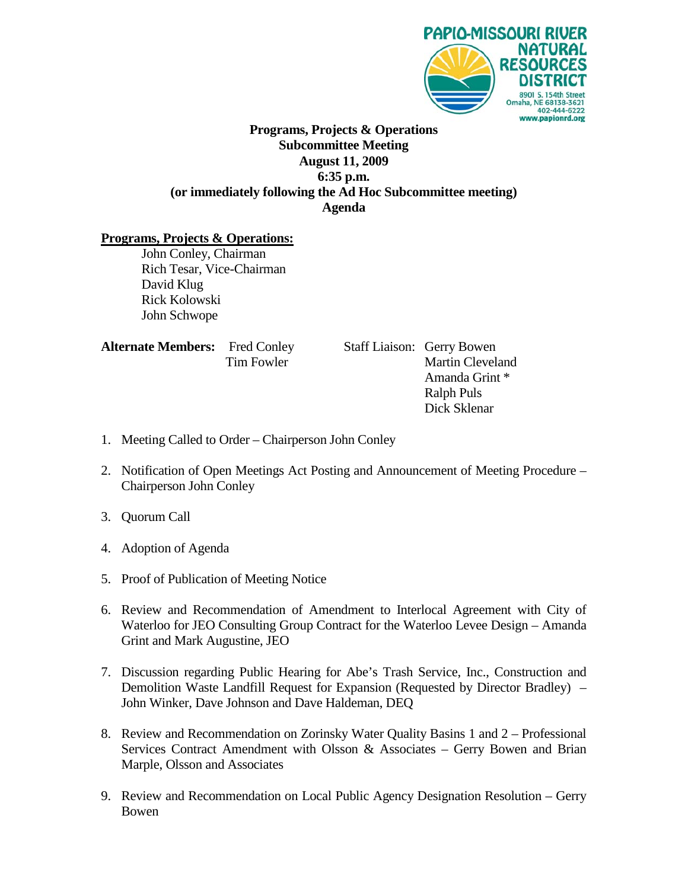PAPIO-MISSOURI RIVER NATURAL RESOURCES DISTRICT
8901 S. 154th Street
Omaha, NE 68138-3621
402-444-6222
www.papionrd.org

**Programs, Projects & Operations**
**Subcommittee Meeting**
**August 11, 2009**
**6:35 p.m.**
**(or immediately following the Ad Hoc Subcommittee meeting)**
**Agenda**

**Programs, Projects & Operations:**

John Conley, Chairman
Rich Tesar, Vice-Chairman
David Klug
Rick Kolowski
John Schwope

**Alternate Members:** Fred Conley, Tim Fowler

Staff Liaison: Gerry Bowen, Martin Cleveland, Amanda Grint *, Ralph Puls, Dick Sklenar

1. Meeting Called to Order – Chairperson John Conley
2. Notification of Open Meetings Act Posting and Announcement of Meeting Procedure – Chairperson John Conley
3. Quorum Call
4. Adoption of Agenda
5. Proof of Publication of Meeting Notice
6. Review and Recommendation of Amendment to Interlocal Agreement with City of Waterloo for JEO Consulting Group Contract for the Waterloo Levee Design – Amanda Grint and Mark Augustine, JEO
7. Discussion regarding Public Hearing for Abe's Trash Service, Inc., Construction and Demolition Waste Landfill Request for Expansion (Requested by Director Bradley) – John Winker, Dave Johnson and Dave Haldeman, DEQ
8. Review and Recommendation on Zorinsky Water Quality Basins 1 and 2 – Professional Services Contract Amendment with Olsson & Associates – Gerry Bowen and Brian Marple, Olsson and Associates
9. Review and Recommendation on Local Public Agency Designation Resolution – Gerry Bowen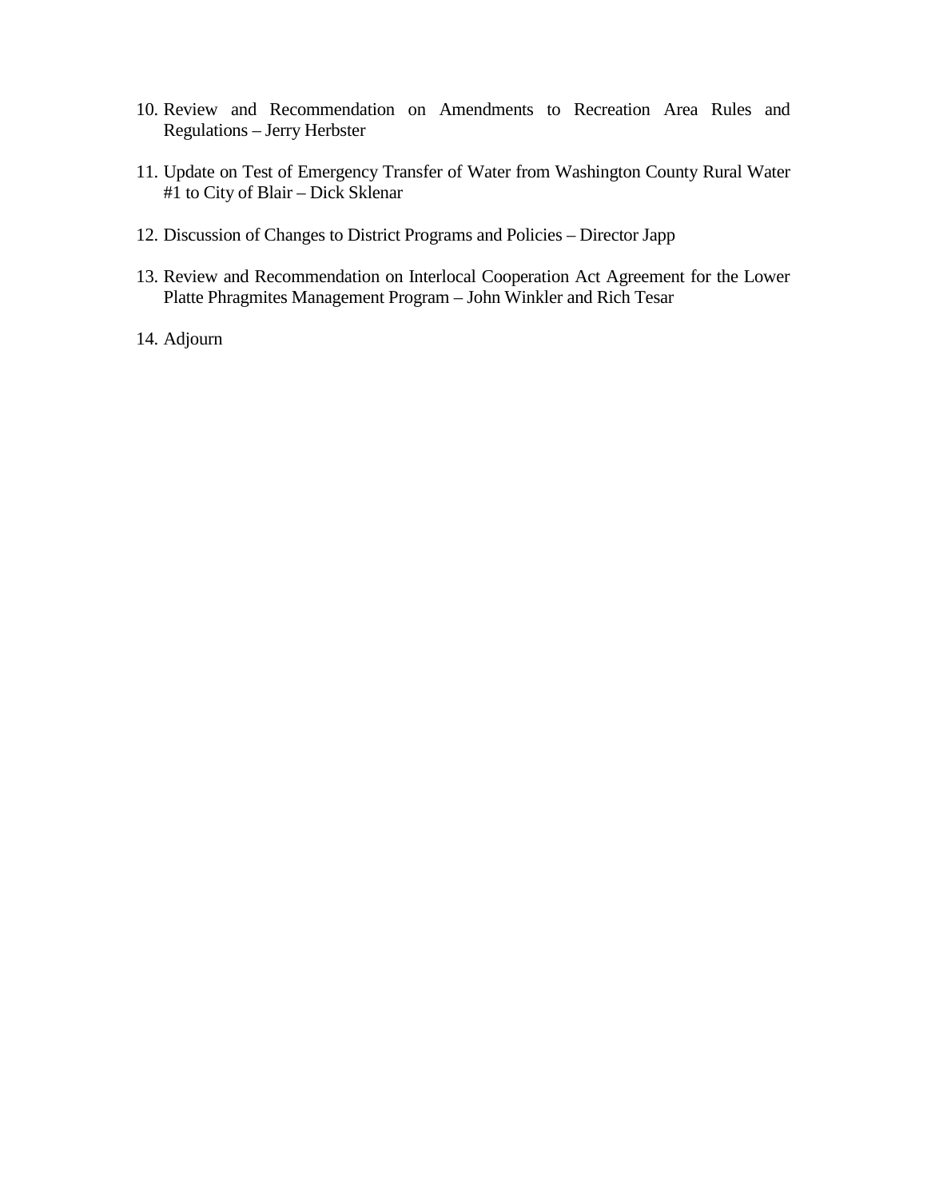10. Review and Recommendation on Amendments to Recreation Area Rules and Regulations – Jerry Herbster

11. Update on Test of Emergency Transfer of Water from Washington County Rural Water #1 to City of Blair – Dick Sklenar

12. Discussion of Changes to District Programs and Policies – Director Japp

13. Review and Recommendation on Interlocal Cooperation Act Agreement for the Lower Platte Phragmites Management Program – John Winkler and Rich Tesar

14. Adjourn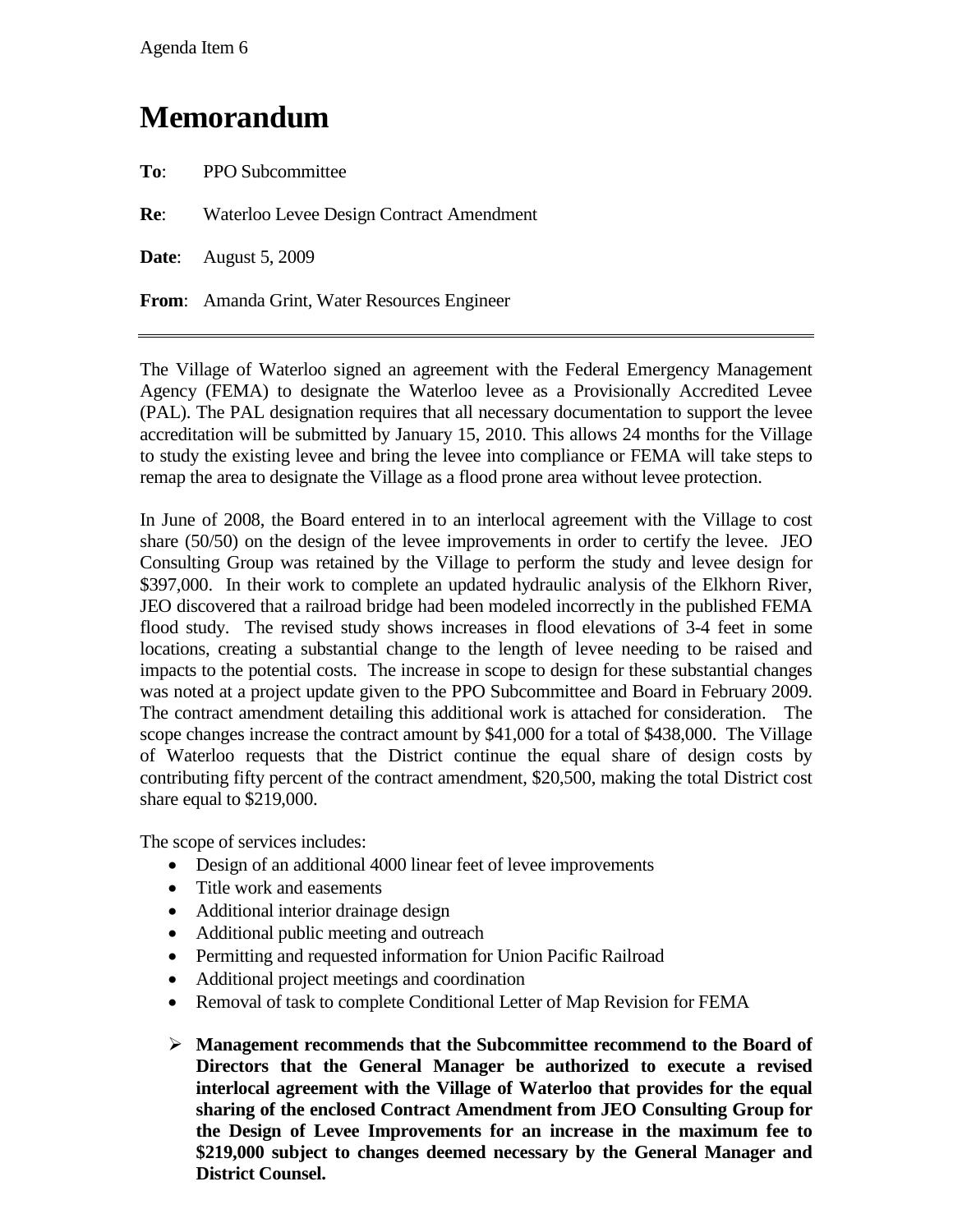Agenda Item 6

# Memorandum

**To**: PPO Subcommittee

**Re**: Waterloo Levee Design Contract Amendment

**Date**: August 5, 2009

**From**: Amanda Grint, Water Resources Engineer

---

The Village of Waterloo signed an agreement with the Federal Emergency Management Agency (FEMA) to designate the Waterloo levee as a Provisionally Accredited Levee (PAL). The PAL designation requires that all necessary documentation to support the levee accreditation will be submitted by January 15, 2010. This allows 24 months for the Village to study the existing levee and bring the levee into compliance or FEMA will take steps to remap the area to designate the Village as a flood prone area without levee protection.

In June of 2008, the Board entered in to an interlocal agreement with the Village to cost share (50/50) on the design of the levee improvements in order to certify the levee. JEO Consulting Group was retained by the Village to perform the study and levee design for $397,000. In their work to complete an updated hydraulic analysis of the Elkhorn River, JEO discovered that a railroad bridge had been modeled incorrectly in the published FEMA flood study. The revised study shows increases in flood elevations of 3-4 feet in some locations, creating a substantial change to the length of levee needing to be raised and impacts to the potential costs. The increase in scope to design for these substantial changes was noted at a project update given to the PPO Subcommittee and Board in February 2009. The contract amendment detailing this additional work is attached for consideration. The scope changes increase the contract amount by $41,000 for a total of $438,000. The Village of Waterloo requests that the District continue the equal share of design costs by contributing fifty percent of the contract amendment, $20,500, making the total District cost share equal to $219,000.

The scope of services includes:

- Design of an additional 4000 linear feet of levee improvements
- Title work and easements
- Additional interior drainage design
- Additional public meeting and outreach
- Permitting and requested information for Union Pacific Railroad
- Additional project meetings and coordination
- Removal of task to complete Conditional Letter of Map Revision for FEMA

- **Management recommends that the Subcommittee recommend to the Board of Directors that the General Manager be authorized to execute a revised interlocal agreement with the Village of Waterloo that provides for the equal sharing of the enclosed Contract Amendment from JEO Consulting Group for the Design of Levee Improvements for an increase in the maximum fee to $219,000 subject to changes deemed necessary by the General Manager and District Counsel.**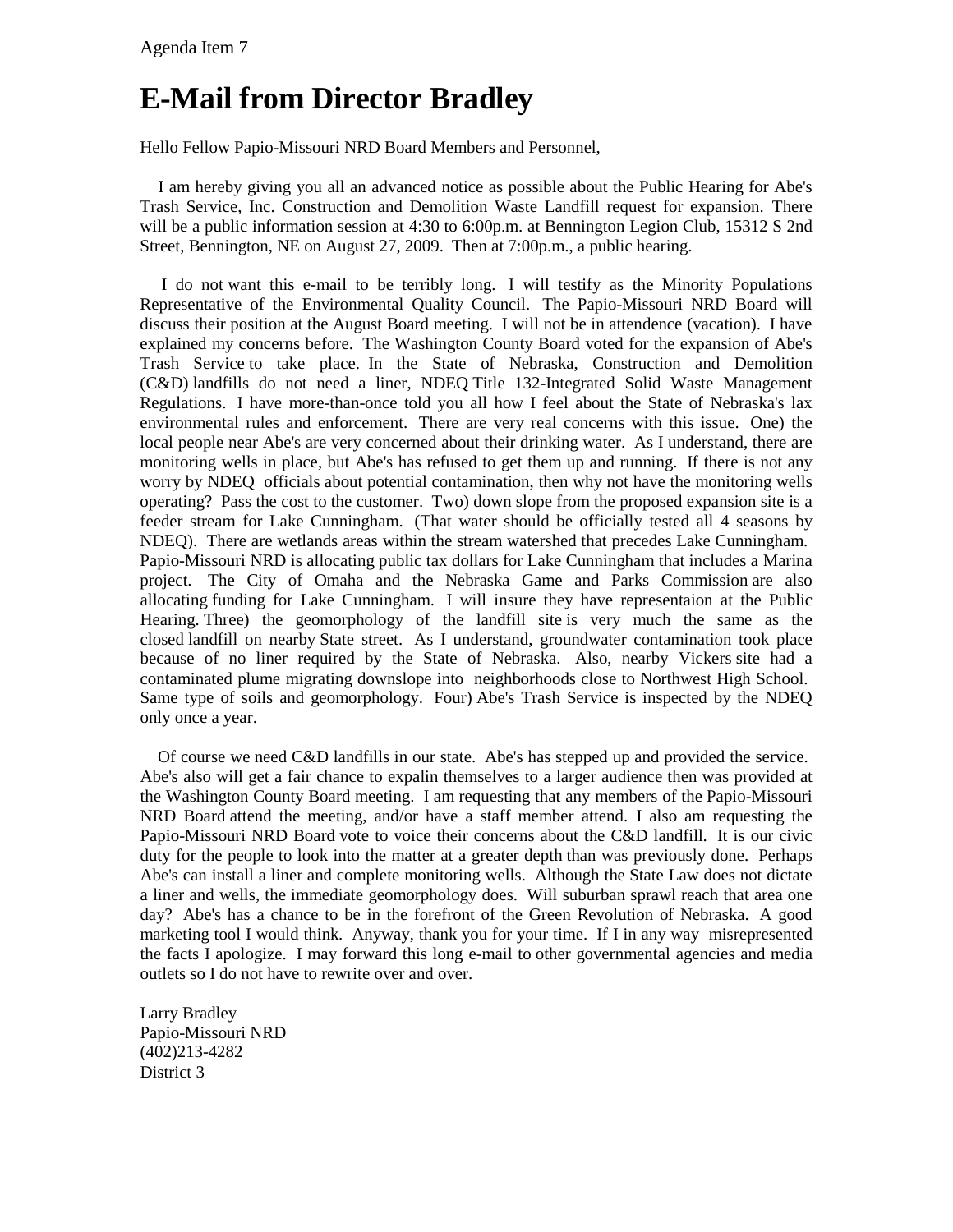Agenda Item 7

# E-Mail from Director Bradley

Hello Fellow Papio-Missouri NRD Board Members and Personnel,

I am hereby giving you all an advanced notice as possible about the Public Hearing for Abe's Trash Service, Inc. Construction and Demolition Waste Landfill request for expansion. There will be a public information session at 4:30 to 6:00p.m. at Bennington Legion Club, 15312 S 2nd Street, Bennington, NE on August 27, 2009. Then at 7:00p.m., a public hearing.

I do not want this e-mail to be terribly long. I will testify as the Minority Populations Representative of the Environmental Quality Council. The Papio-Missouri NRD Board will discuss their position at the August Board meeting. I will not be in attendence (vacation). I have explained my concerns before. The Washington County Board voted for the expansion of Abe's Trash Service to take place. In the State of Nebraska, Construction and Demolition (C&D) landfills do not need a liner, NDEQ Title 132-Integrated Solid Waste Management Regulations. I have more-than-once told you all how I feel about the State of Nebraska's lax environmental rules and enforcement. There are very real concerns with this issue. One) the local people near Abe's are very concerned about their drinking water. As I understand, there are monitoring wells in place, but Abe's has refused to get them up and running. If there is not any worry by NDEQ officials about potential contamination, then why not have the monitoring wells operating? Pass the cost to the customer. Two) down slope from the proposed expansion site is a feeder stream for Lake Cunningham. (That water should be officially tested all 4 seasons by NDEQ). There are wetlands areas within the stream watershed that precedes Lake Cunningham. Papio-Missouri NRD is allocating public tax dollars for Lake Cunningham that includes a Marina project. The City of Omaha and the Nebraska Game and Parks Commission are also allocating funding for Lake Cunningham. I will insure they have representaion at the Public Hearing. Three) the geomorphology of the landfill site is very much the same as the closed landfill on nearby State street. As I understand, groundwater contamination took place because of no liner required by the State of Nebraska. Also, nearby Vickers site had a contaminated plume migrating downslope into neighborhoods close to Northwest High School. Same type of soils and geomorphology. Four) Abe's Trash Service is inspected by the NDEQ only once a year.

Of course we need C&D landfills in our state. Abe's has stepped up and provided the service. Abe's also will get a fair chance to expalin themselves to a larger audience then was provided at the Washington County Board meeting. I am requesting that any members of the Papio-Missouri NRD Board attend the meeting, and/or have a staff member attend. I also am requesting the Papio-Missouri NRD Board vote to voice their concerns about the C&D landfill. It is our civic duty for the people to look into the matter at a greater depth than was previously done. Perhaps Abe's can install a liner and complete monitoring wells. Although the State Law does not dictate a liner and wells, the immediate geomorphology does. Will suburban sprawl reach that area one day? Abe's has a chance to be in the forefront of the Green Revolution of Nebraska. A good marketing tool I would think. Anyway, thank you for your time. If I in any way misrepresented the facts I apologize. I may forward this long e-mail to other governmental agencies and media outlets so I do not have to rewrite over and over.

Larry Bradley
Papio-Missouri NRD
(402)213-4282
District 3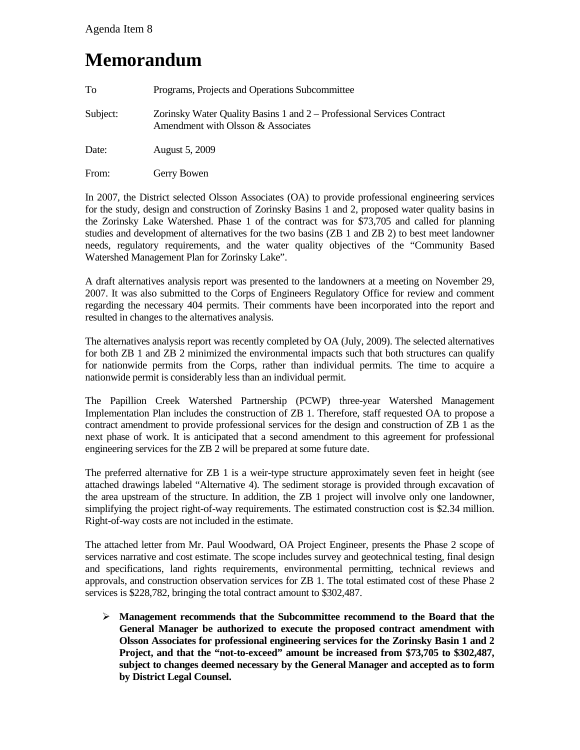Agenda Item 8

# Memorandum

To Programs, Projects and Operations Subcommittee

Subject: Zorinsky Water Quality Basins 1 and 2 – Professional Services Contract Amendment with Olsson & Associates

Date: August 5, 2009

From: Gerry Bowen

In 2007, the District selected Olsson Associates (OA) to provide professional engineering services for the study, design and construction of Zorinsky Basins 1 and 2, proposed water quality basins in the Zorinsky Lake Watershed. Phase 1 of the contract was for $73,705 and called for planning studies and development of alternatives for the two basins (ZB 1 and ZB 2) to best meet landowner needs, regulatory requirements, and the water quality objectives of the "Community Based Watershed Management Plan for Zorinsky Lake".

A draft alternatives analysis report was presented to the landowners at a meeting on November 29, 2007. It was also submitted to the Corps of Engineers Regulatory Office for review and comment regarding the necessary 404 permits. Their comments have been incorporated into the report and resulted in changes to the alternatives analysis.

The alternatives analysis report was recently completed by OA (July, 2009). The selected alternatives for both ZB 1 and ZB 2 minimized the environmental impacts such that both structures can qualify for nationwide permits from the Corps, rather than individual permits. The time to acquire a nationwide permit is considerably less than an individual permit.

The Papillion Creek Watershed Partnership (PCWP) three-year Watershed Management Implementation Plan includes the construction of ZB 1. Therefore, staff requested OA to propose a contract amendment to provide professional services for the design and construction of ZB 1 as the next phase of work. It is anticipated that a second amendment to this agreement for professional engineering services for the ZB 2 will be prepared at some future date.

The preferred alternative for ZB 1 is a weir-type structure approximately seven feet in height (see attached drawings labeled "Alternative 4). The sediment storage is provided through excavation of the area upstream of the structure. In addition, the ZB 1 project will involve only one landowner, simplifying the project right-of-way requirements. The estimated construction cost is $2.34 million. Right-of-way costs are not included in the estimate.

The attached letter from Mr. Paul Woodward, OA Project Engineer, presents the Phase 2 scope of services narrative and cost estimate. The scope includes survey and geotechnical testing, final design and specifications, land rights requirements, environmental permitting, technical reviews and approvals, and construction observation services for ZB 1. The total estimated cost of these Phase 2 services is $228,782, bringing the total contract amount to $302,487.

- **Management recommends that the Subcommittee recommend to the Board that the General Manager be authorized to execute the proposed contract amendment with Olsson Associates for professional engineering services for the Zorinsky Basin 1 and 2 Project, and that the "not-to-exceed" amount be increased from $73,705 to $302,487, subject to changes deemed necessary by the General Manager and accepted as to form by District Legal Counsel.**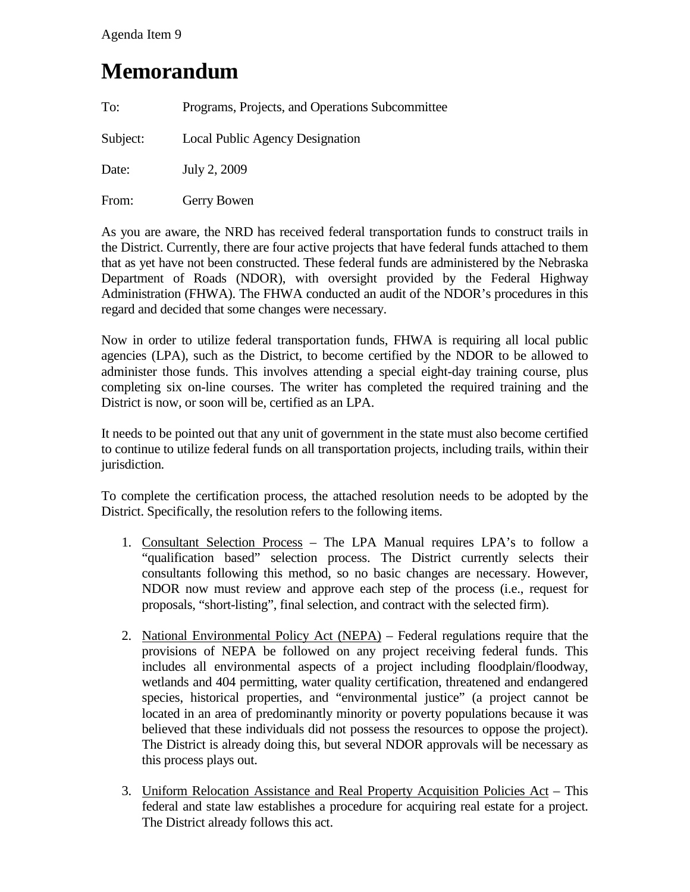Agenda Item 9

# Memorandum

To: Programs, Projects, and Operations Subcommittee

Subject: Local Public Agency Designation

Date: July 2, 2009

From: Gerry Bowen

As you are aware, the NRD has received federal transportation funds to construct trails in the District. Currently, there are four active projects that have federal funds attached to them that as yet have not been constructed. These federal funds are administered by the Nebraska Department of Roads (NDOR), with oversight provided by the Federal Highway Administration (FHWA). The FHWA conducted an audit of the NDOR's procedures in this regard and decided that some changes were necessary.

Now in order to utilize federal transportation funds, FHWA is requiring all local public agencies (LPA), such as the District, to become certified by the NDOR to be allowed to administer those funds. This involves attending a special eight-day training course, plus completing six on-line courses. The writer has completed the required training and the District is now, or soon will be, certified as an LPA.

It needs to be pointed out that any unit of government in the state must also become certified to continue to utilize federal funds on all transportation projects, including trails, within their jurisdiction.

To complete the certification process, the attached resolution needs to be adopted by the District. Specifically, the resolution refers to the following items.

1. <u>Consultant Selection Process</u> – The LPA Manual requires LPA's to follow a "qualification based" selection process. The District currently selects their consultants following this method, so no basic changes are necessary. However, NDOR now must review and approve each step of the process (i.e., request for proposals, "short-listing", final selection, and contract with the selected firm).

2. <u>National Environmental Policy Act (NEPA)</u> – Federal regulations require that the provisions of NEPA be followed on any project receiving federal funds. This includes all environmental aspects of a project including floodplain/floodway, wetlands and 404 permitting, water quality certification, threatened and endangered species, historical properties, and "environmental justice" (a project cannot be located in an area of predominantly minority or poverty populations because it was believed that these individuals did not possess the resources to oppose the project). The District is already doing this, but several NDOR approvals will be necessary as this process plays out.

3. <u>Uniform Relocation Assistance and Real Property Acquisition Policies Act</u> – This federal and state law establishes a procedure for acquiring real estate for a project. The District already follows this act.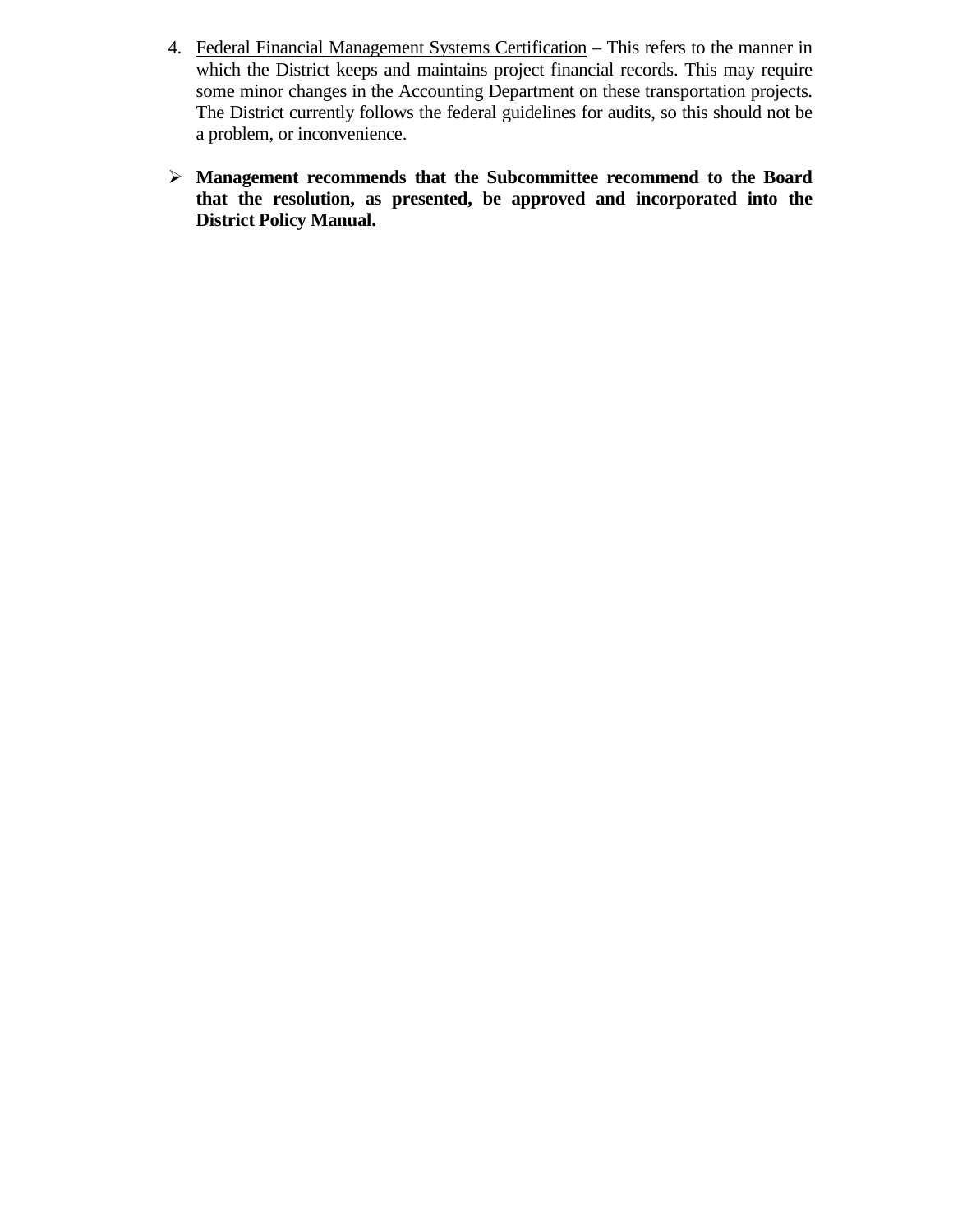4. <u>Federal Financial Management Systems Certification</u> – This refers to the manner in which the District keeps and maintains project financial records. This may require some minor changes in the Accounting Department on these transportation projects. The District currently follows the federal guidelines for audits, so this should not be a problem, or inconvenience.

- **Management recommends that the Subcommittee recommend to the Board that the resolution, as presented, be approved and incorporated into the District Policy Manual.**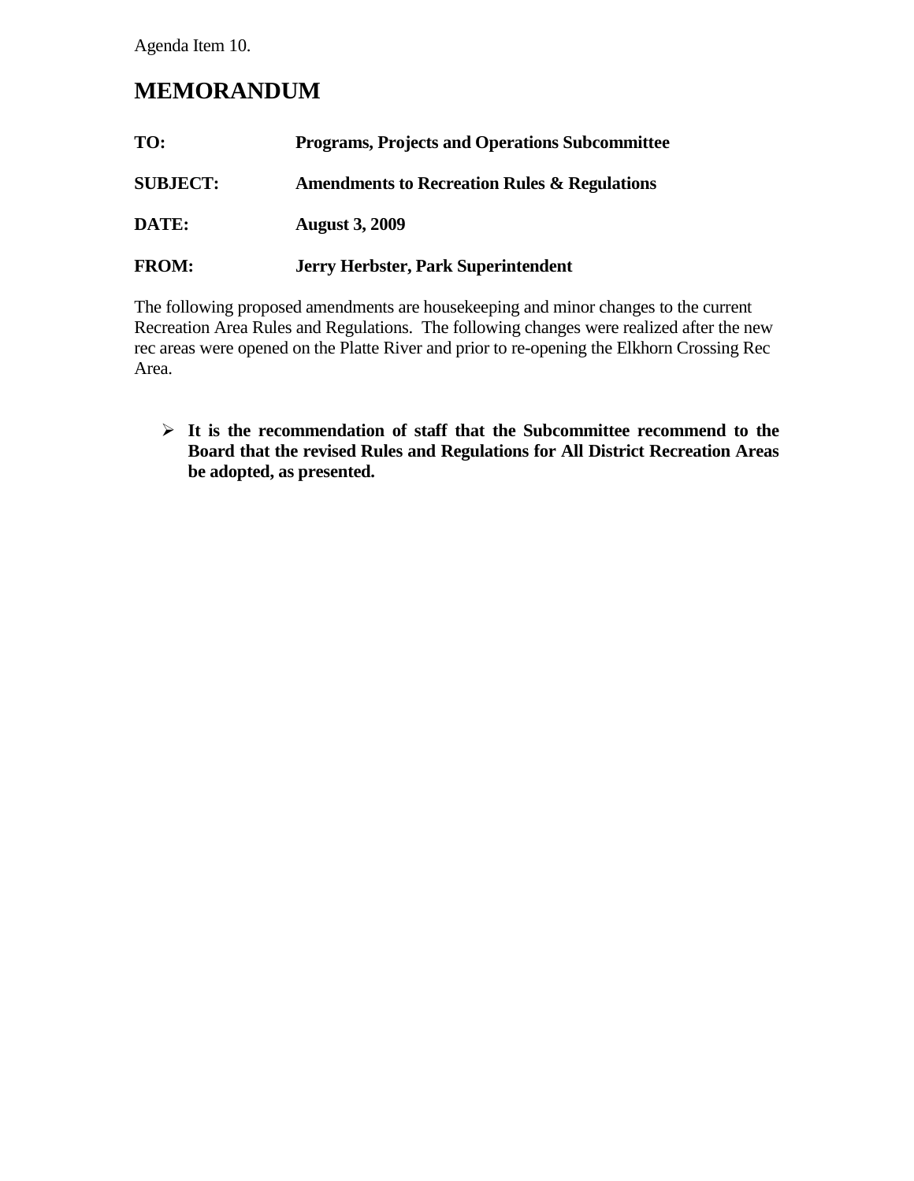Agenda Item 10.

# MEMORANDUM

**TO:** **Programs, Projects and Operations Subcommittee**

**SUBJECT:** **Amendments to Recreation Rules & Regulations**

**DATE:** **August 3, 2009**

**FROM:** **Jerry Herbster, Park Superintendent**

The following proposed amendments are housekeeping and minor changes to the current Recreation Area Rules and Regulations. The following changes were realized after the new rec areas were opened on the Platte River and prior to re-opening the Elkhorn Crossing Rec Area.

- **It is the recommendation of staff that the Subcommittee recommend to the Board that the revised Rules and Regulations for All District Recreation Areas be adopted, as presented.**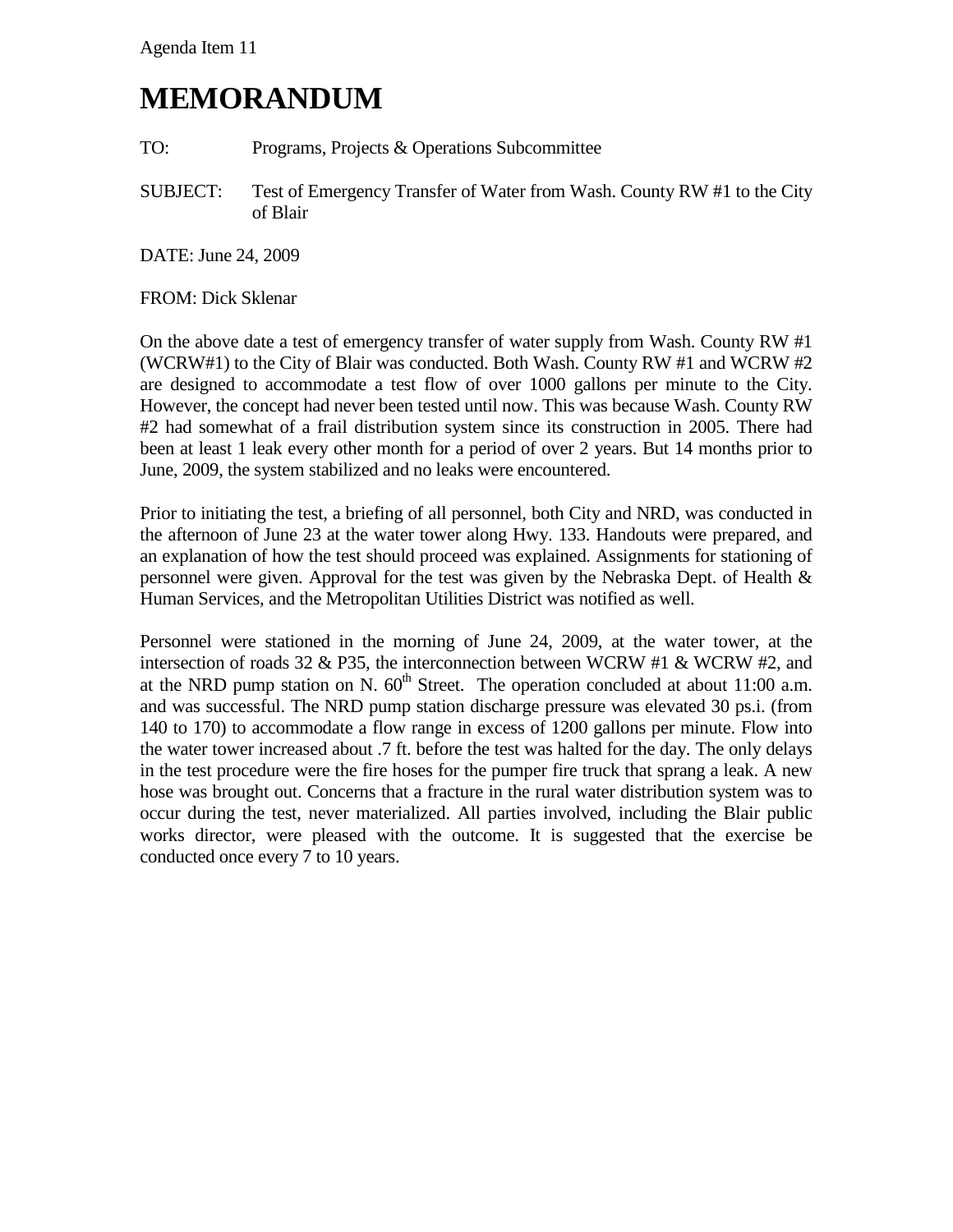Agenda Item 11

# MEMORANDUM

TO: Programs, Projects & Operations Subcommittee

SUBJECT: Test of Emergency Transfer of Water from Wash. County RW #1 to the City of Blair

DATE: June 24, 2009

FROM: Dick Sklenar

On the above date a test of emergency transfer of water supply from Wash. County RW #1 (WCRW#1) to the City of Blair was conducted. Both Wash. County RW #1 and WCRW #2 are designed to accommodate a test flow of over 1000 gallons per minute to the City. However, the concept had never been tested until now. This was because Wash. County RW #2 had somewhat of a frail distribution system since its construction in 2005. There had been at least 1 leak every other month for a period of over 2 years. But 14 months prior to June, 2009, the system stabilized and no leaks were encountered.

Prior to initiating the test, a briefing of all personnel, both City and NRD, was conducted in the afternoon of June 23 at the water tower along Hwy. 133. Handouts were prepared, and an explanation of how the test should proceed was explained. Assignments for stationing of personnel were given. Approval for the test was given by the Nebraska Dept. of Health & Human Services, and the Metropolitan Utilities District was notified as well.

Personnel were stationed in the morning of June 24, 2009, at the water tower, at the intersection of roads 32 & P35, the interconnection between WCRW #1 & WCRW #2, and at the NRD pump station on N. 60th Street. The operation concluded at about 11:00 a.m. and was successful. The NRD pump station discharge pressure was elevated 30 ps.i. (from 140 to 170) to accommodate a flow range in excess of 1200 gallons per minute. Flow into the water tower increased about .7 ft. before the test was halted for the day. The only delays in the test procedure were the fire hoses for the pumper fire truck that sprang a leak. A new hose was brought out. Concerns that a fracture in the rural water distribution system was to occur during the test, never materialized. All parties involved, including the Blair public works director, were pleased with the outcome. It is suggested that the exercise be conducted once every 7 to 10 years.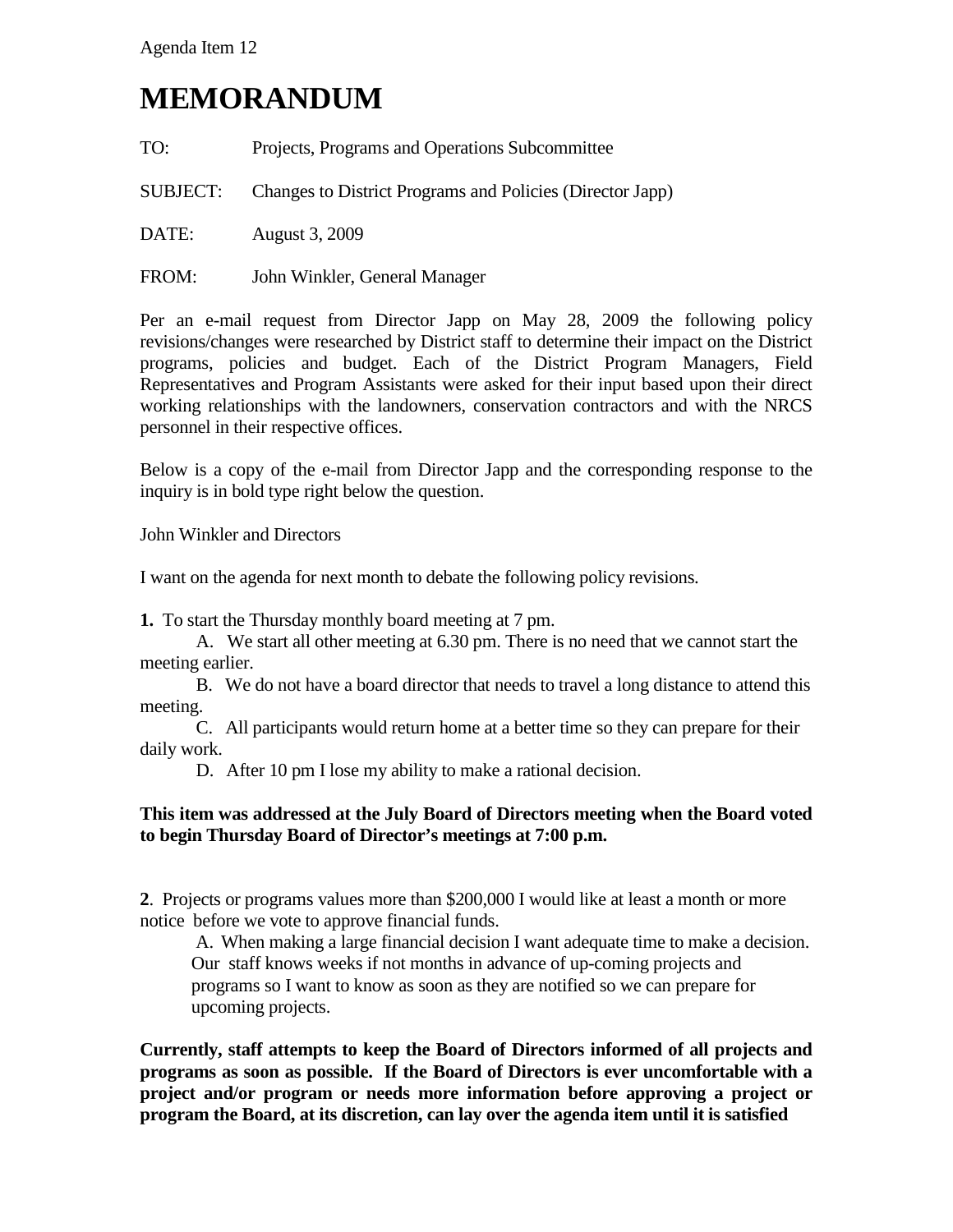Agenda Item 12

# MEMORANDUM

TO: Projects, Programs and Operations Subcommittee

SUBJECT: Changes to District Programs and Policies (Director Japp)

DATE: August 3, 2009

FROM: John Winkler, General Manager

Per an e-mail request from Director Japp on May 28, 2009 the following policy revisions/changes were researched by District staff to determine their impact on the District programs, policies and budget. Each of the District Program Managers, Field Representatives and Program Assistants were asked for their input based upon their direct working relationships with the landowners, conservation contractors and with the NRCS personnel in their respective offices.

Below is a copy of the e-mail from Director Japp and the corresponding response to the inquiry is in bold type right below the question.

John Winkler and Directors

I want on the agenda for next month to debate the following policy revisions.

**1.** To start the Thursday monthly board meeting at 7 pm.

A. We start all other meeting at 6.30 pm. There is no need that we cannot start the meeting earlier.

B. We do not have a board director that needs to travel a long distance to attend this meeting.

C. All participants would return home at a better time so they can prepare for their daily work.

D. After 10 pm I lose my ability to make a rational decision.

**This item was addressed at the July Board of Directors meeting when the Board voted to begin Thursday Board of Director's meetings at 7:00 p.m.**

**2**. Projects or programs values more than $200,000 I would like at least a month or more notice before we vote to approve financial funds.

A. When making a large financial decision I want adequate time to make a decision. Our staff knows weeks if not months in advance of up-coming projects and programs so I want to know as soon as they are notified so we can prepare for upcoming projects.

**Currently, staff attempts to keep the Board of Directors informed of all projects and programs as soon as possible. If the Board of Directors is ever uncomfortable with a project and/or program or needs more information before approving a project or program the Board, at its discretion, can lay over the agenda item until it is satisfied**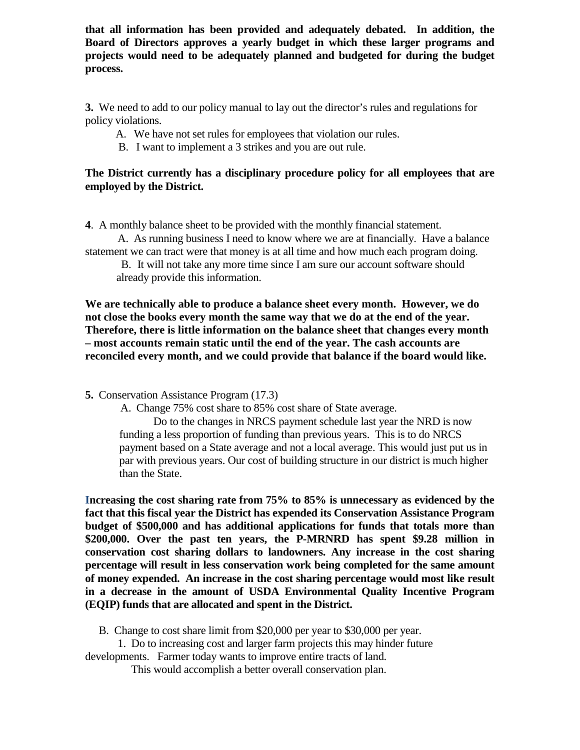**that all information has been provided and adequately debated. In addition, the Board of Directors approves a yearly budget in which these larger programs and projects would need to be adequately planned and budgeted for during the budget process.**

**3.** We need to add to our policy manual to lay out the director's rules and regulations for policy violations.

A. We have not set rules for employees that violation our rules.

B. I want to implement a 3 strikes and you are out rule.

**The District currently has a disciplinary procedure policy for all employees that are employed by the District.**

**4**. A monthly balance sheet to be provided with the monthly financial statement.

A. As running business I need to know where we are at financially. Have a balance statement we can tract were that money is at all time and how much each program doing.

B. It will not take any more time since I am sure our account software should already provide this information.

**We are technically able to produce a balance sheet every month. However, we do not close the books every month the same way that we do at the end of the year. Therefore, there is little information on the balance sheet that changes every month – most accounts remain static until the end of the year. The cash accounts are reconciled every month, and we could provide that balance if the board would like.**

**5.** Conservation Assistance Program (17.3)

A. Change 75% cost share to 85% cost share of State average.

Do to the changes in NRCS payment schedule last year the NRD is now funding a less proportion of funding than previous years. This is to do NRCS payment based on a State average and not a local average. This would just put us in par with previous years. Our cost of building structure in our district is much higher than the State.

**Increasing the cost sharing rate from 75% to 85% is unnecessary as evidenced by the fact that this fiscal year the District has expended its Conservation Assistance Program budget of $500,000 and has additional applications for funds that totals more than $200,000. Over the past ten years, the P-MRNRD has spent $9.28 million in conservation cost sharing dollars to landowners. Any increase in the cost sharing percentage will result in less conservation work being completed for the same amount of money expended. An increase in the cost sharing percentage would most like result in a decrease in the amount of USDA Environmental Quality Incentive Program (EQIP) funds that are allocated and spent in the District.**

B. Change to cost share limit from $20,000 per year to $30,000 per year.

1. Do to increasing cost and larger farm projects this may hinder future developments. Farmer today wants to improve entire tracts of land.

This would accomplish a better overall conservation plan.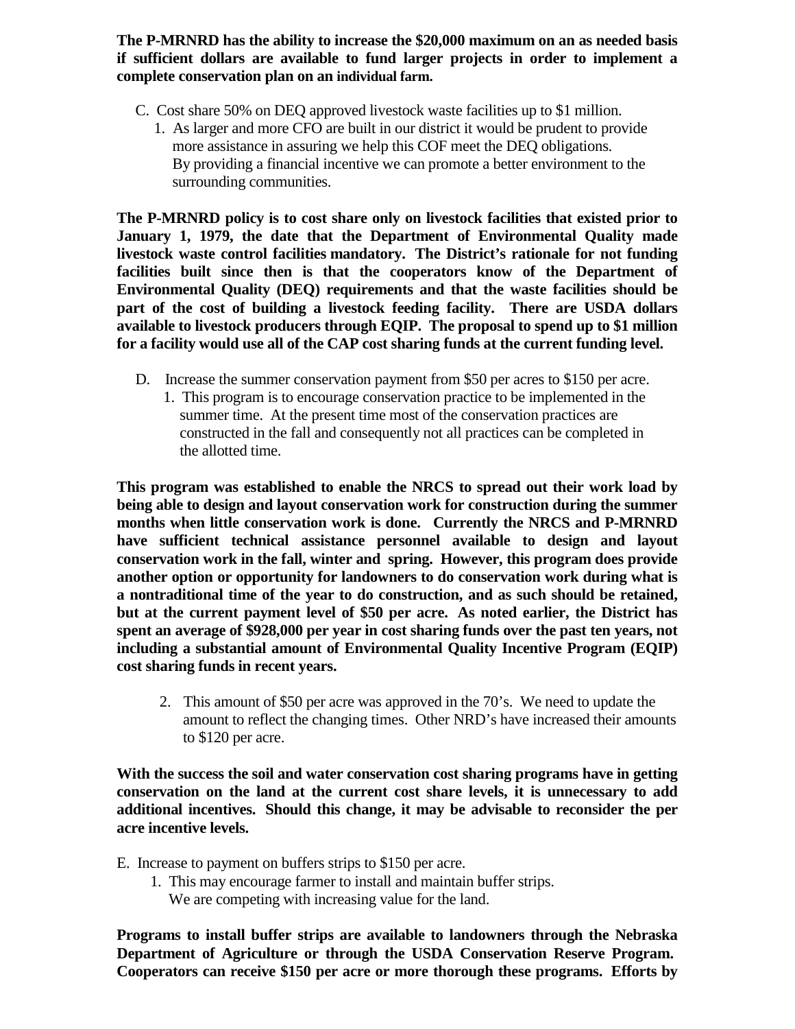**The P-MRNRD has the ability to increase the $20,000 maximum on an as needed basis if sufficient dollars are available to fund larger projects in order to implement a complete conservation plan on an individual farm.**

C. Cost share 50% on DEQ approved livestock waste facilities up to $1 million.
   1. As larger and more CFO are built in our district it would be prudent to provide more assistance in assuring we help this COF meet the DEQ obligations. By providing a financial incentive we can promote a better environment to the surrounding communities.

**The P-MRNRD policy is to cost share only on livestock facilities that existed prior to January 1, 1979, the date that the Department of Environmental Quality made livestock waste control facilities mandatory. The District's rationale for not funding facilities built since then is that the cooperators know of the Department of Environmental Quality (DEQ) requirements and that the waste facilities should be part of the cost of building a livestock feeding facility. There are USDA dollars available to livestock producers through EQIP. The proposal to spend up to $1 million for a facility would use all of the CAP cost sharing funds at the current funding level.**

D. Increase the summer conservation payment from $50 per acres to $150 per acre.
   1. This program is to encourage conservation practice to be implemented in the summer time. At the present time most of the conservation practices are constructed in the fall and consequently not all practices can be completed in the allotted time.

**This program was established to enable the NRCS to spread out their work load by being able to design and layout conservation work for construction during the summer months when little conservation work is done. Currently the NRCS and P-MRNRD have sufficient technical assistance personnel available to design and layout conservation work in the fall, winter and spring. However, this program does provide another option or opportunity for landowners to do conservation work during what is a nontraditional time of the year to do construction, and as such should be retained, but at the current payment level of $50 per acre. As noted earlier, the District has spent an average of $928,000 per year in cost sharing funds over the past ten years, not including a substantial amount of Environmental Quality Incentive Program (EQIP) cost sharing funds in recent years.**

   2. This amount of $50 per acre was approved in the 70's. We need to update the amount to reflect the changing times. Other NRD's have increased their amounts to $120 per acre.

**With the success the soil and water conservation cost sharing programs have in getting conservation on the land at the current cost share levels, it is unnecessary to add additional incentives. Should this change, it may be advisable to reconsider the per acre incentive levels.**

E. Increase to payment on buffers strips to $150 per acre.
   1. This may encourage farmer to install and maintain buffer strips. We are competing with increasing value for the land.

**Programs to install buffer strips are available to landowners through the Nebraska Department of Agriculture or through the USDA Conservation Reserve Program. Cooperators can receive $150 per acre or more thorough these programs. Efforts by**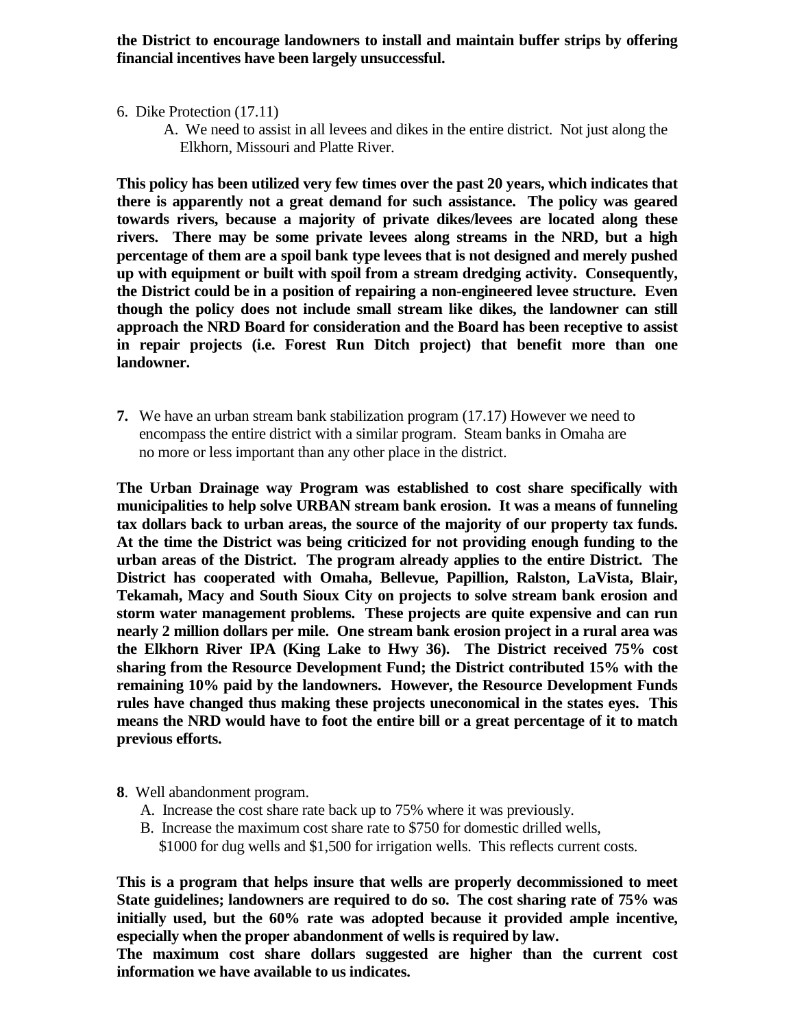**the District to encourage landowners to install and maintain buffer strips by offering financial incentives have been largely unsuccessful.**

6. Dike Protection (17.11)
   A. We need to assist in all levees and dikes in the entire district. Not just along the Elkhorn, Missouri and Platte River.

**This policy has been utilized very few times over the past 20 years, which indicates that there is apparently not a great demand for such assistance. The policy was geared towards rivers, because a majority of private dikes/levees are located along these rivers. There may be some private levees along streams in the NRD, but a high percentage of them are a spoil bank type levees that is not designed and merely pushed up with equipment or built with spoil from a stream dredging activity. Consequently, the District could be in a position of repairing a non-engineered levee structure. Even though the policy does not include small stream like dikes, the landowner can still approach the NRD Board for consideration and the Board has been receptive to assist in repair projects (i.e. Forest Run Ditch project) that benefit more than one landowner.**

**7.** We have an urban stream bank stabilization program (17.17) However we need to encompass the entire district with a similar program. Steam banks in Omaha are no more or less important than any other place in the district.

**The Urban Drainage way Program was established to cost share specifically with municipalities to help solve URBAN stream bank erosion. It was a means of funneling tax dollars back to urban areas, the source of the majority of our property tax funds. At the time the District was being criticized for not providing enough funding to the urban areas of the District. The program already applies to the entire District. The District has cooperated with Omaha, Bellevue, Papillion, Ralston, LaVista, Blair, Tekamah, Macy and South Sioux City on projects to solve stream bank erosion and storm water management problems. These projects are quite expensive and can run nearly 2 million dollars per mile. One stream bank erosion project in a rural area was the Elkhorn River IPA (King Lake to Hwy 36). The District received 75% cost sharing from the Resource Development Fund; the District contributed 15% with the remaining 10% paid by the landowners. However, the Resource Development Funds rules have changed thus making these projects uneconomical in the states eyes. This means the NRD would have to foot the entire bill or a great percentage of it to match previous efforts.**

**8**. Well abandonment program.
   A. Increase the cost share rate back up to 75% where it was previously.
   B. Increase the maximum cost share rate to $750 for domestic drilled wells, $1000 for dug wells and $1,500 for irrigation wells. This reflects current costs.

**This is a program that helps insure that wells are properly decommissioned to meet State guidelines; landowners are required to do so. The cost sharing rate of 75% was initially used, but the 60% rate was adopted because it provided ample incentive, especially when the proper abandonment of wells is required by law.**
**The maximum cost share dollars suggested are higher than the current cost information we have available to us indicates.**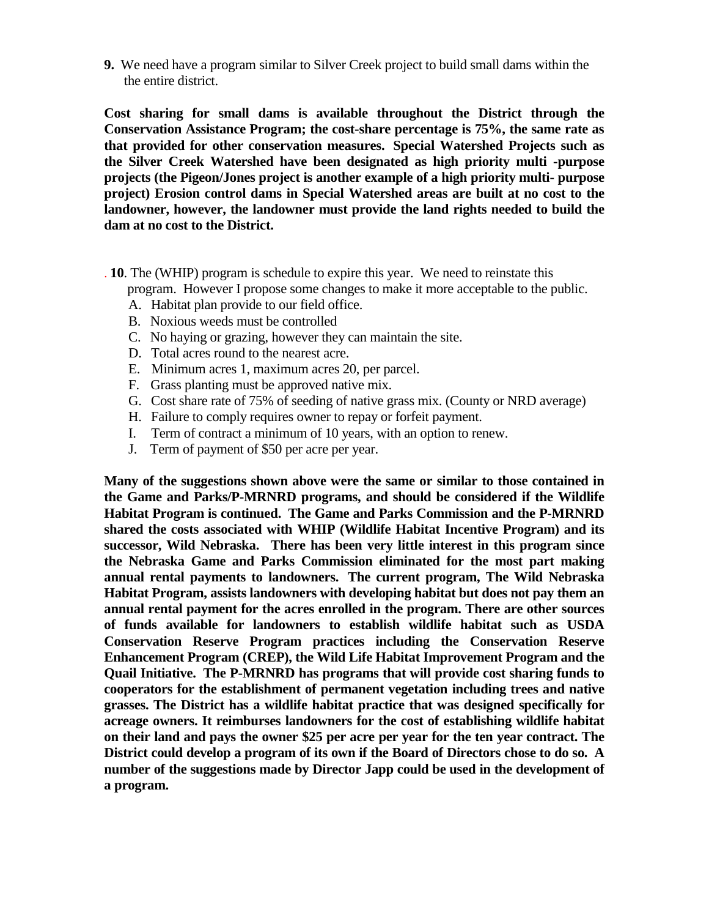**9.** We need have a program similar to Silver Creek project to build small dams within the the entire district.

**Cost sharing for small dams is available throughout the District through the Conservation Assistance Program; the cost-share percentage is 75%, the same rate as that provided for other conservation measures. Special Watershed Projects such as the Silver Creek Watershed have been designated as high priority multi -purpose projects (the Pigeon/Jones project is another example of a high priority multi- purpose project) Erosion control dams in Special Watershed areas are built at no cost to the landowner, however, the landowner must provide the land rights needed to build the dam at no cost to the District.**

. **10**. The (WHIP) program is schedule to expire this year. We need to reinstate this program. However I propose some changes to make it more acceptable to the public.

A. Habitat plan provide to our field office.
B. Noxious weeds must be controlled
C. No haying or grazing, however they can maintain the site.
D. Total acres round to the nearest acre.
E. Minimum acres 1, maximum acres 20, per parcel.
F. Grass planting must be approved native mix.
G. Cost share rate of 75% of seeding of native grass mix. (County or NRD average)
H. Failure to comply requires owner to repay or forfeit payment.
I. Term of contract a minimum of 10 years, with an option to renew.
J. Term of payment of $50 per acre per year.

**Many of the suggestions shown above were the same or similar to those contained in the Game and Parks/P-MRNRD programs, and should be considered if the Wildlife Habitat Program is continued. The Game and Parks Commission and the P-MRNRD shared the costs associated with WHIP (Wildlife Habitat Incentive Program) and its successor, Wild Nebraska. There has been very little interest in this program since the Nebraska Game and Parks Commission eliminated for the most part making annual rental payments to landowners. The current program, The Wild Nebraska Habitat Program, assists landowners with developing habitat but does not pay them an annual rental payment for the acres enrolled in the program. There are other sources of funds available for landowners to establish wildlife habitat such as USDA Conservation Reserve Program practices including the Conservation Reserve Enhancement Program (CREP), the Wild Life Habitat Improvement Program and the Quail Initiative. The P-MRNRD has programs that will provide cost sharing funds to cooperators for the establishment of permanent vegetation including trees and native grasses. The District has a wildlife habitat practice that was designed specifically for acreage owners. It reimburses landowners for the cost of establishing wildlife habitat on their land and pays the owner $25 per acre per year for the ten year contract. The District could develop a program of its own if the Board of Directors chose to do so. A number of the suggestions made by Director Japp could be used in the development of a program.**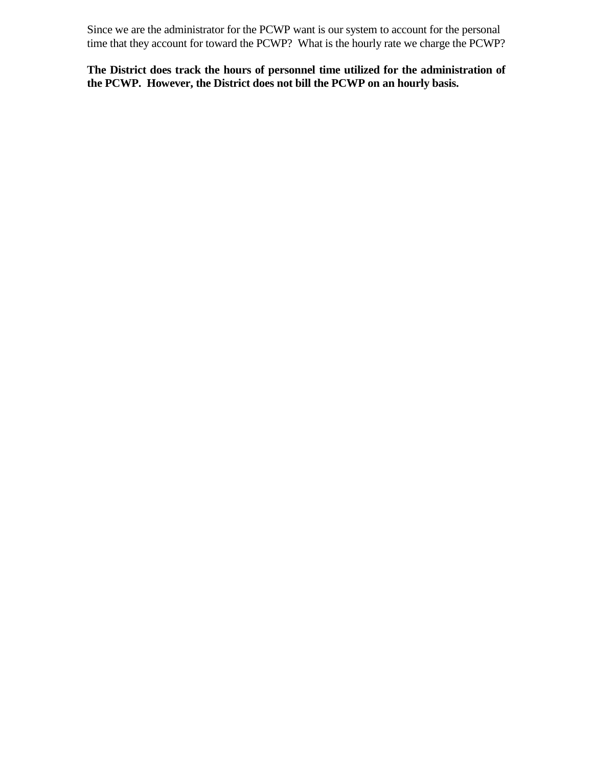Since we are the administrator for the PCWP want is our system to account for the personal time that they account for toward the PCWP? What is the hourly rate we charge the PCWP?

**The District does track the hours of personnel time utilized for the administration of the PCWP. However, the District does not bill the PCWP on an hourly basis.**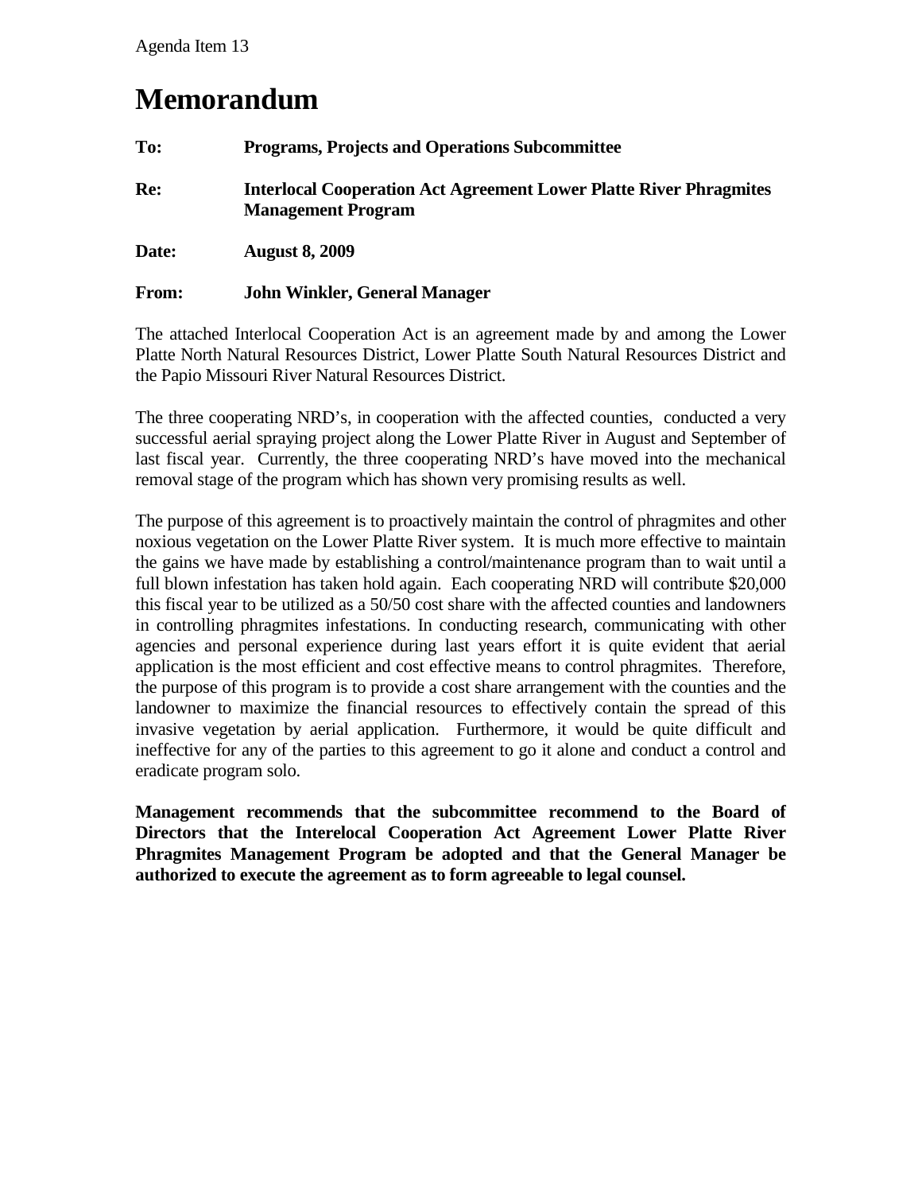Agenda Item 13

# Memorandum

| | |
|---|---|
| **To:** | **Programs, Projects and Operations Subcommittee** |
| **Re:** | **Interlocal Cooperation Act Agreement Lower Platte River Phragmites Management Program** |
| **Date:** | **August 8, 2009** |
| **From:** | **John Winkler, General Manager** |

The attached Interlocal Cooperation Act is an agreement made by and among the Lower Platte North Natural Resources District, Lower Platte South Natural Resources District and the Papio Missouri River Natural Resources District.

The three cooperating NRD's, in cooperation with the affected counties, conducted a very successful aerial spraying project along the Lower Platte River in August and September of last fiscal year. Currently, the three cooperating NRD's have moved into the mechanical removal stage of the program which has shown very promising results as well.

The purpose of this agreement is to proactively maintain the control of phragmites and other noxious vegetation on the Lower Platte River system. It is much more effective to maintain the gains we have made by establishing a control/maintenance program than to wait until a full blown infestation has taken hold again. Each cooperating NRD will contribute $20,000 this fiscal year to be utilized as a 50/50 cost share with the affected counties and landowners in controlling phragmites infestations. In conducting research, communicating with other agencies and personal experience during last years effort it is quite evident that aerial application is the most efficient and cost effective means to control phragmites. Therefore, the purpose of this program is to provide a cost share arrangement with the counties and the landowner to maximize the financial resources to effectively contain the spread of this invasive vegetation by aerial application. Furthermore, it would be quite difficult and ineffective for any of the parties to this agreement to go it alone and conduct a control and eradicate program solo.

**Management recommends that the subcommittee recommend to the Board of Directors that the Interelocal Cooperation Act Agreement Lower Platte River Phragmites Management Program be adopted and that the General Manager be authorized to execute the agreement as to form agreeable to legal counsel.**